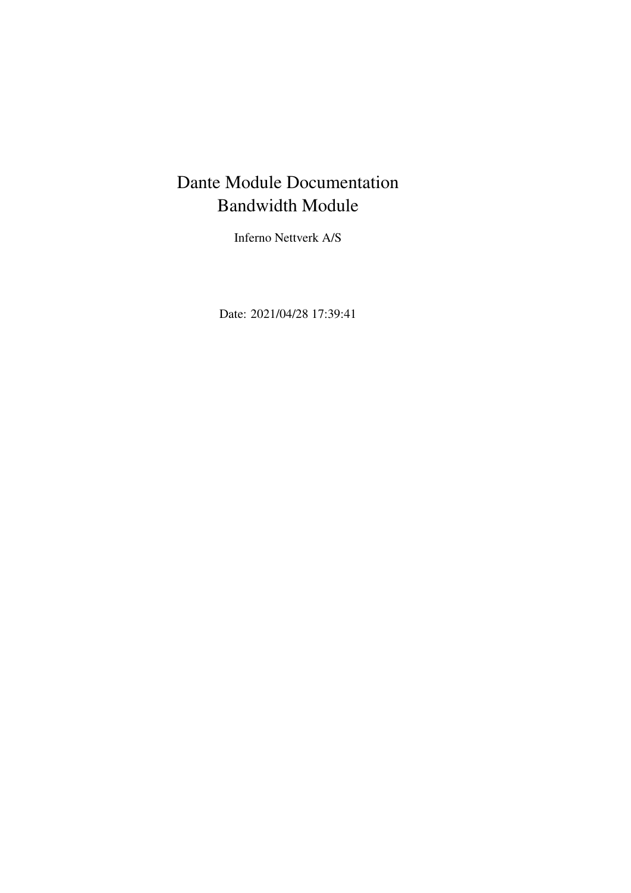# Dante Module Documentation
# Bandwidth Module

Inferno Nettverk A/S

Date: 2021/04/28 17:39:41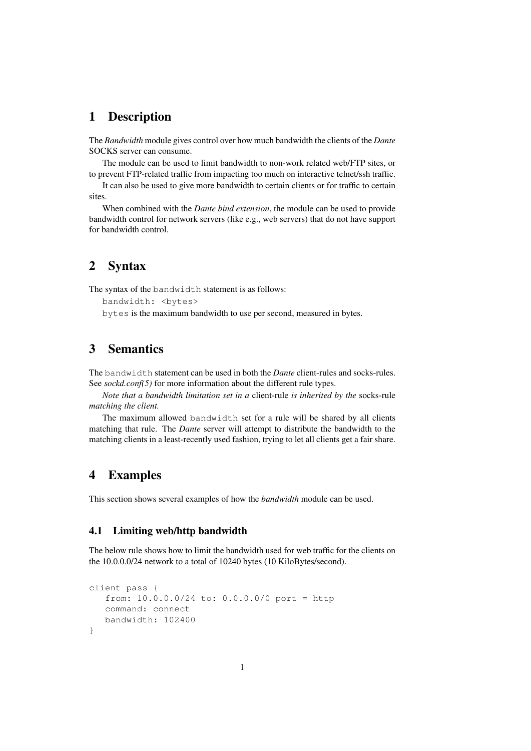# 1 Description

The *Bandwidth* module gives control over how much bandwidth the clients of the *Dante* SOCKS server can consume.

The module can be used to limit bandwidth to non-work related web/FTP sites, or to prevent FTP-related traffic from impacting too much on interactive telnet/ssh traffic.

It can also be used to give more bandwidth to certain clients or for traffic to certain sites.

When combined with the *Dante bind extension*, the module can be used to provide bandwidth control for network servers (like e.g., web servers) that do not have support for bandwidth control.

# 2 Syntax

The syntax of the `bandwidth` statement is as follows:

`bandwidth: <bytes>`

`bytes` is the maximum bandwidth to use per second, measured in bytes.

# 3 Semantics

The `bandwidth` statement can be used in both the *Dante* client-rules and socks-rules. See *sockd.conf(5)* for more information about the different rule types.

*Note that a bandwidth limitation set in a* client-rule *is inherited by the* socks-rule *matching the client.*

The maximum allowed `bandwidth` set for a rule will be shared by all clients matching that rule. The *Dante* server will attempt to distribute the bandwidth to the matching clients in a least-recently used fashion, trying to let all clients get a fair share.

# 4 Examples

This section shows several examples of how the *bandwidth* module can be used.

## 4.1 Limiting web/http bandwidth

The below rule shows how to limit the bandwidth used for web traffic for the clients on the 10.0.0.0/24 network to a total of 10240 bytes (10 KiloBytes/second).

```
client pass {
   from: 10.0.0.0/24 to: 0.0.0.0/0 port = http
   command: connect
   bandwidth: 102400
}
```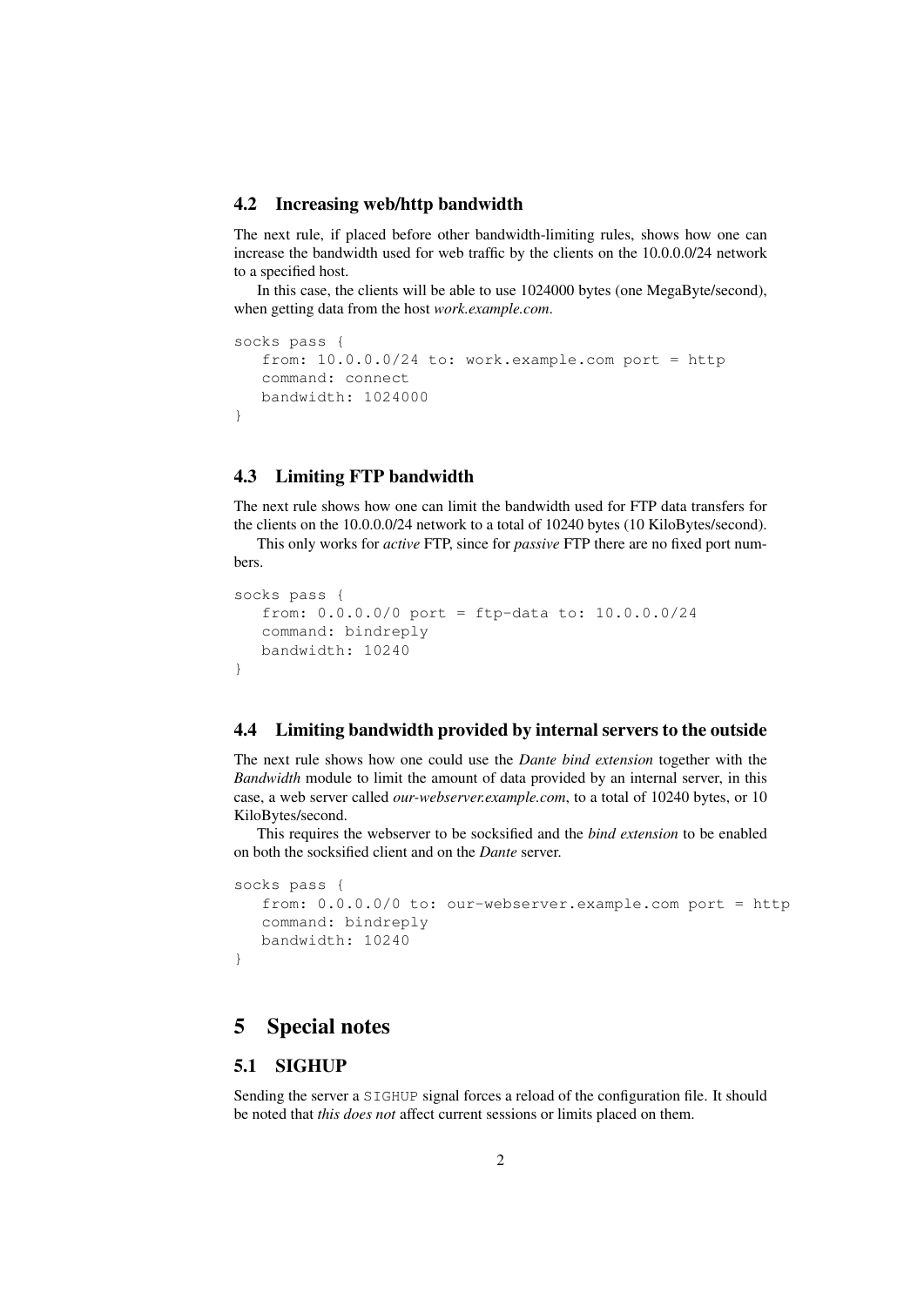### 4.2 Increasing web/http bandwidth

The next rule, if placed before other bandwidth-limiting rules, shows how one can increase the bandwidth used for web traffic by the clients on the 10.0.0.0/24 network to a specified host.

In this case, the clients will be able to use 1024000 bytes (one MegaByte/second), when getting data from the host *work.example.com*.

```
socks pass {
   from: 10.0.0.0/24 to: work.example.com port = http
   command: connect
   bandwidth: 1024000
}
```

### 4.3 Limiting FTP bandwidth

The next rule shows how one can limit the bandwidth used for FTP data transfers for the clients on the 10.0.0.0/24 network to a total of 10240 bytes (10 KiloBytes/second).

This only works for *active* FTP, since for *passive* FTP there are no fixed port numbers.

```
socks pass {
   from: 0.0.0.0/0 port = ftp-data to: 10.0.0.0/24
   command: bindreply
   bandwidth: 10240
}
```

### 4.4 Limiting bandwidth provided by internal servers to the outside

The next rule shows how one could use the *Dante bind extension* together with the *Bandwidth* module to limit the amount of data provided by an internal server, in this case, a web server called *our-webserver.example.com*, to a total of 10240 bytes, or 10 KiloBytes/second.

This requires the webserver to be socksified and the *bind extension* to be enabled on both the socksified client and on the *Dante* server.

```
socks pass {
   from: 0.0.0.0/0 to: our-webserver.example.com port = http
   command: bindreply
   bandwidth: 10240
}
```

## 5 Special notes

### 5.1 SIGHUP

Sending the server a `SIGHUP` signal forces a reload of the configuration file. It should be noted that *this does not* affect current sessions or limits placed on them.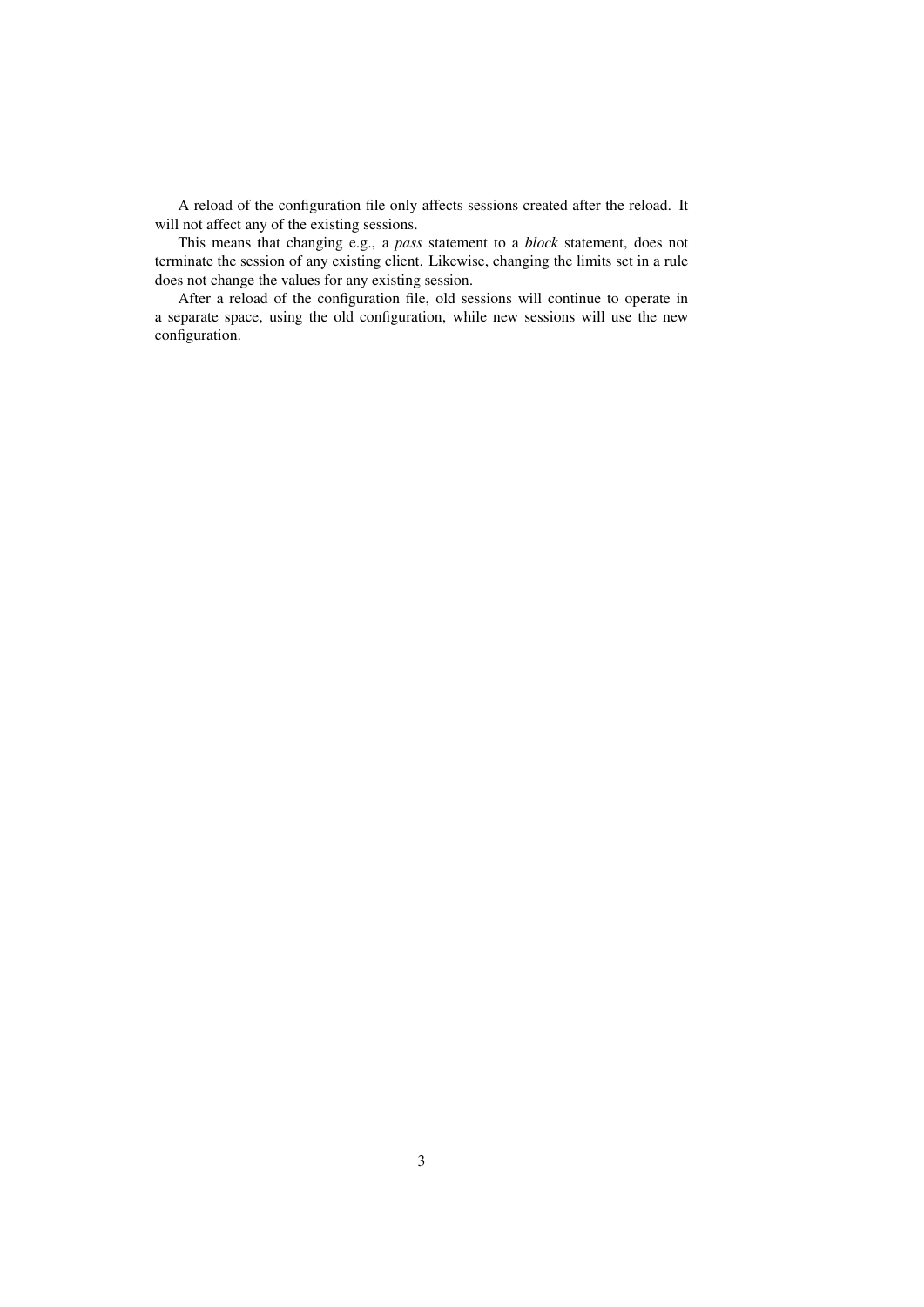A reload of the configuration file only affects sessions created after the reload. It will not affect any of the existing sessions.

This means that changing e.g., a *pass* statement to a *block* statement, does not terminate the session of any existing client. Likewise, changing the limits set in a rule does not change the values for any existing session.

After a reload of the configuration file, old sessions will continue to operate in a separate space, using the old configuration, while new sessions will use the new configuration.